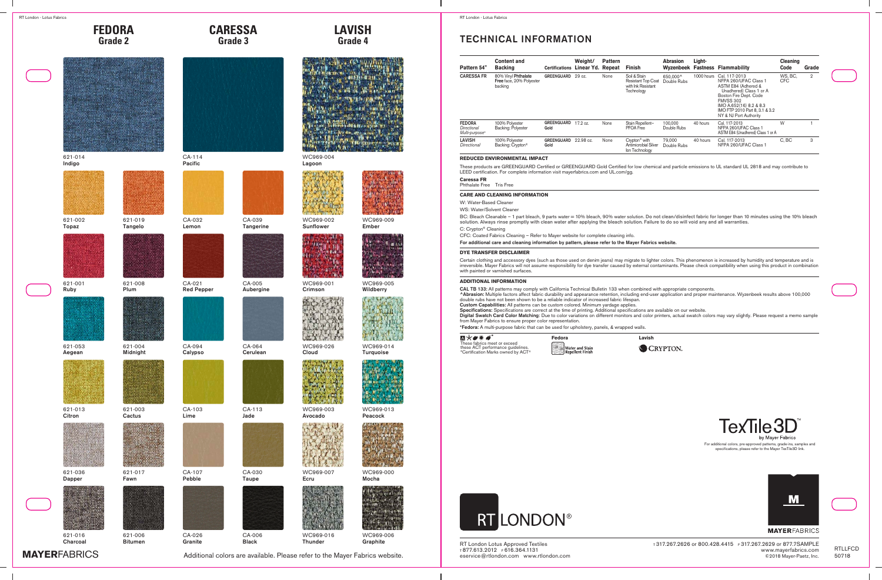# FEDORA
## Grade 2

621-014
Indigo

621-002
Topaz

621-019
Tangelo

621-001
Ruby

621-008
Plum

621-053
Aegean

621-004
Midnight

621-013
Citron

621-003
Cactus

621-036
Dapper

621-017
Fawn

621-016
Charcoal

621-006
Bitumen

# CARESSA
## Grade 3

CA-114
Pacific

CA-032
Lemon

CA-039
Tangerine

CA-021
Red Pepper

CA-005
Aubergine

CA-094
Calypso

CA-064
Cerulean

CA-103
Lime

CA-113
Jade

CA-107
Pebble

CA-030
Taupe

CA-026
Granite

CA-006
Black

# LAVISH
## Grade 4

WC969-004
Lagoon

WC969-002
Sunflower

WC969-009
Ember

WC969-001
Crimson

WC969-005
Wildberry

WC969-026
Cloud

WC969-014
Turquoise

WC969-003
Avocado

WC969-013
Peacock

WC969-007
Ecru

WC969-000
Mocha

WC969-016
Thunder

WC969-006
Graphite

MAYERFABRICS

Additional colors are available. Please refer to the Mayer Fabrics website.

# TECHNICAL INFORMATION

| Pattern 54" | Content and Backing | Certifications | Weight/ Linear Yd. | Pattern Repeat | Finish | Abrasion Wyzenbeek | Light-Fastness | Flammability | Cleaning Code | Grade |
|---|---|---|---|---|---|---|---|---|---|---|
| **CARESSA FR** | 80% Vinyl **Phthalate Free** face, 20% Polyester backing | GREENGUARD | 29 oz. | None | Soil & Stain Resistant Top Coat with Ink Resistant Technology | 650,000^ Double Rubs | 1000 hours | Cal. 117-2013 NFPA 260/UFAC Class 1 ASTM E84 (Adhered & Unadhered) Class 1 or A Boston Fire Dept. Code FMVSS 302 IMO A.652(16) 8.2 & 8.3 IMO FTP 2010 Part 8, 3.1 & 3.2 NY & NJ Port Authority | WS, BC, CFC | 2 |
| **FEDORA** *Directional Multi-purpose** | 100% Polyester Backing: Polyester | GREENGUARD Gold | 17.2 oz. | None | Stain Repellent– PFOA Free | 100,000 Double Rubs | 40 hours | Cal. 117-2013 NFPA 260/UFAC Class 1 ASTM E84 (Unadhered) Class 1 or A | W | 1 |
| **LAVISH** *Directional* | 100% Polyester Backing: Crypton® | GREENGUARD Gold | 22.98 oz. | None | Crypton® with Antimicrobial Silver Ion Technology | 79,000 Double Rubs | 40 hours | Cal. 117-2013 NFPA 260/UFAC Class 1 | C, BC | 3 |

### REDUCED ENVIRONMENTAL IMPACT

These products are GREENGUARD Certified or GREENGUARD Gold Certified for low chemical and particle emissions to UL standard UL 2818 and may contribute to LEED certification. For complete information visit mayerfabrics.com and UL.com/gg.

**Caressa FR**
Phthalate Free Tris Free

### CARE AND CLEANING INFORMATION

W: Water-Based Cleaner

WS: Water/Solvent Cleaner

BC: Bleach Cleanable – 1 part bleach, 9 parts water = 10% bleach, 90% water solution. Do not clean/disinfect fabric for longer than 10 minutes using the 10% bleach solution. Always rinse promptly with clean water after applying the bleach solution. Failure to do so will void any and all warranties.

C: Crypton® Cleaning

CFC: Coated Fabrics Cleaning – Refer to Mayer website for complete cleaning info.

**For additional care and cleaning information by pattern, please refer to the Mayer Fabrics website.**

### DYE TRANSFER DISCLAIMER

Certain clothing and accessory dyes (such as those used on denim jeans) may migrate to lighter colors. This phenomenon is increased by humidity and temperature and is irreversible. Mayer Fabrics will not assume responsibility for dye transfer caused by external contaminants. Please check compatibility when using this product in combination with painted or varnished surfaces.

### ADDITIONAL INFORMATION

**CAL TB 133:** All patterns may comply with California Technical Bulletin 133 when combined with appropriate components.
**^Abrasion:** Multiple factors affect fabric durability and appearance retention, including end-user application and proper maintenance. Wyzenbeek results above 100,000 double rubs have not been shown to be a reliable indicator of increased fabric lifespan.
**Custom Capabilities:** All patterns can be custom colored. Minimum yardage applies.
**Specifications:** Specifications are correct at the time of printing. Additional specifications are available on our website.
**Digital Swatch Card Color Matching:** Due to color variations on different monitors and color printers, actual swatch colors may vary slightly. Please request a memo sample from Mayer Fabrics to ensure proper color representation.
***Fedora:** A multi-purpose fabric that can be used for upholstery, panels, & wrapped walls.

These fabrics meet or exceed these ACT performance guidelines.
*Certification Marks owned by ACT®

**Fedora**
Water and Stain Repellent Finish

**Lavish**
CRYPTON.

TexTile3D™ by Mayer Fabrics
For additional colors, pre-approved patterns, grade-ins, samples and specifications, please refer to the Mayer TexTile3D link.

RT LONDON®

MAYERFABRICS

RT London Lotus Approved Textiles
T 877.613.2012 F 616.364.1131
eservice@rtlondon.com www.rtlondon.com

T 317.267.2626 or 800.428.4415 F 317.267.2629 or 877.7SAMPLE
www.mayerfabrics.com
©2018 Mayer-Paetz, Inc.

RTLLFCD
50718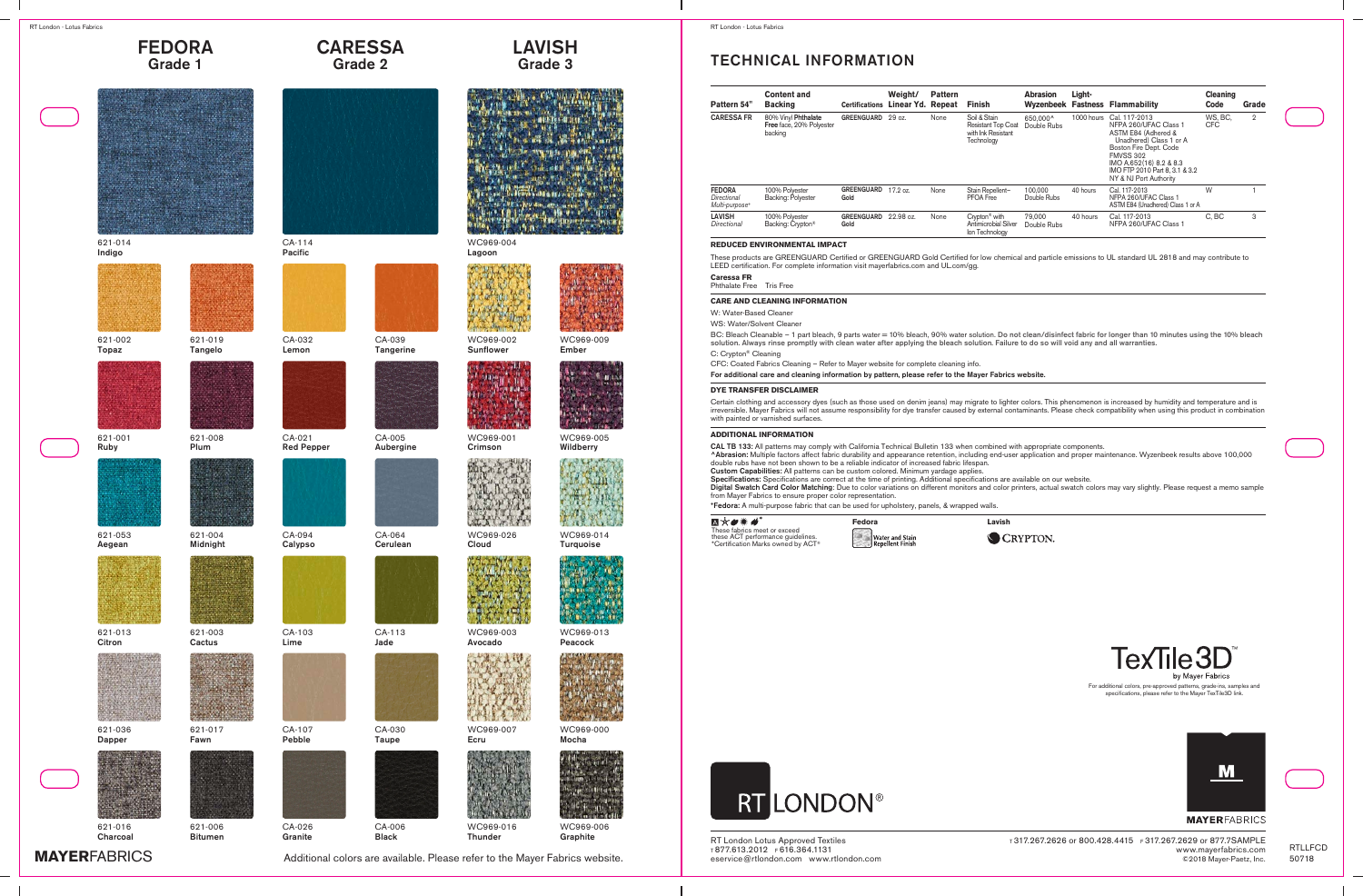# FEDORA
## Grade 1

621-014
Indigo

621-002
Topaz

621-019
Tangelo

621-001
Ruby

621-008
Plum

621-053
Aegean

621-004
Midnight

621-013
Citron

621-003
Cactus

621-036
Dapper

621-017
Fawn

621-016
Charcoal

621-006
Bitumen

# CARESSA
## Grade 2

CA-114
Pacific

CA-032
Lemon

CA-039
Tangerine

CA-021
Red Pepper

CA-005
Aubergine

CA-094
Calypso

CA-064
Cerulean

CA-103
Lime

CA-113
Jade

CA-107
Pebble

CA-030
Taupe

CA-026
Granite

CA-006
Black

# LAVISH
## Grade 3

WC969-004
Lagoon

WC969-002
Sunflower

WC969-009
Ember

WC969-001
Crimson

WC969-005
Wildberry

WC969-026
Cloud

WC969-014
Turquoise

WC969-003
Avocado

WC969-013
Peacock

WC969-007
Ecru

WC969-000
Mocha

WC969-016
Thunder

WC969-006
Graphite

**MAYER**FABRICS

Additional colors are available. Please refer to the Mayer Fabrics website.

# TECHNICAL INFORMATION

| Pattern 54" | Content and Backing | Certifications | Weight/ Linear Yd. | Pattern Repeat | Finish | Abrasion Wyzenbeek | Light-Fastness | Flammability | Cleaning Code | Grade |
|---|---|---|---|---|---|---|---|---|---|---|
| **CARESSA FR** | 80% Vinyl **Phthalate Free** face, 20% Polyester backing | GREENGUARD | 29 oz. | None | Soil & Stain Resistant Top Coat with Ink Resistant Technology | 650,000^ Double Rubs | 1000 hours | Cal. 117-2013<br>NFPA 260/UFAC Class 1<br>ASTM E84 (Adhered & Unadhered) Class 1 or A<br>Boston Fire Dept. Code<br>FMVSS 302<br>IMO A.652(16) 8.2 & 8.3<br>IMO FTP 2010 Part 8, 3.1 & 3.2<br>NY & NJ Port Authority | WS, BC, CFC | 2 |
| **FEDORA** *Directional Multi-purpose** | 100% Polyester Backing: Polyester | GREENGUARD Gold | 17.2 oz. | None | Stain Repellent– PFOA Free | 100,000 Double Rubs | 40 hours | Cal. 117-2013<br>NFPA 260/UFAC Class 1<br>ASTM E84 (Unadhered) Class 1 or A | W | 1 |
| **LAVISH** *Directional* | 100% Polyester Backing: Crypton® | GREENGUARD Gold | 22.98 oz. | None | Crypton® with Antimicrobial Silver Ion Technology | 79,000 Double Rubs | 40 hours | Cal. 117-2013<br>NFPA 260/UFAC Class 1 | C, BC | 3 |

### REDUCED ENVIRONMENTAL IMPACT

These products are GREENGUARD Certified or GREENGUARD Gold Certified for low chemical and particle emissions to UL standard UL 2818 and may contribute to LEED certification. For complete information visit mayerfabrics.com and UL.com/gg.

**Caressa FR**
Phthalate Free  Tris Free

### CARE AND CLEANING INFORMATION

W: Water-Based Cleaner

WS: Water/Solvent Cleaner

BC: Bleach Cleanable – 1 part bleach, 9 parts water = 10% bleach, 90% water solution. Do not clean/disinfect fabric for longer than 10 minutes using the 10% bleach solution. Always rinse promptly with clean water after applying the bleach solution. Failure to do so will void any and all warranties.

C: Crypton® Cleaning

CFC: Coated Fabrics Cleaning – Refer to Mayer website for complete cleaning info.

**For additional care and cleaning information by pattern, please refer to the Mayer Fabrics website.**

### DYE TRANSFER DISCLAIMER

Certain clothing and accessory dyes (such as those used on denim jeans) may migrate to lighter colors. This phenomenon is increased by humidity and temperature and is irreversible. Mayer Fabrics will not assume responsibility for dye transfer caused by external contaminants. Please check compatibility when using this product in combination with painted or varnished surfaces.

### ADDITIONAL INFORMATION

**CAL TB 133:** All patterns may comply with California Technical Bulletin 133 when combined with appropriate components.
**^Abrasion:** Multiple factors affect fabric durability and appearance retention, including end-user application and proper maintenance. Wyzenbeek results above 100,000 double rubs have not been shown to be a reliable indicator of increased fabric lifespan.
**Custom Capabilities:** All patterns can be custom colored. Minimum yardage applies.
**Specifications:** Specifications are correct at the time of printing. Additional specifications are available on our website.
**Digital Swatch Card Color Matching:** Due to color variations on different monitors and color printers, actual swatch colors may vary slightly. Please request a memo sample from Mayer Fabrics to ensure proper color representation.
***Fedora:** A multi-purpose fabric that can be used for upholstery, panels, & wrapped walls.

These fabrics meet or exceed these ACT performance guidelines.
*Certification Marks owned by ACT®

**Fedora**
Water and Stain Repellent Finish

**Lavish**
CRYPTON.

TexTile3D™ by Mayer Fabrics
For additional colors, pre-approved patterns, grade-ins, samples and specifications, please refer to the Mayer TexTile3D link.

RT LONDON®

RT London Lotus Approved Textiles
T 877.613.2012 F 616.364.1131
eservice@rtlondon.com www.rtlondon.com

**MAYER**FABRICS

T 317.267.2626 or 800.428.4415 F 317.267.2629 or 877.7SAMPLE
www.mayerfabrics.com
©2018 Mayer-Paetz, Inc.

RTLLFCD
50718